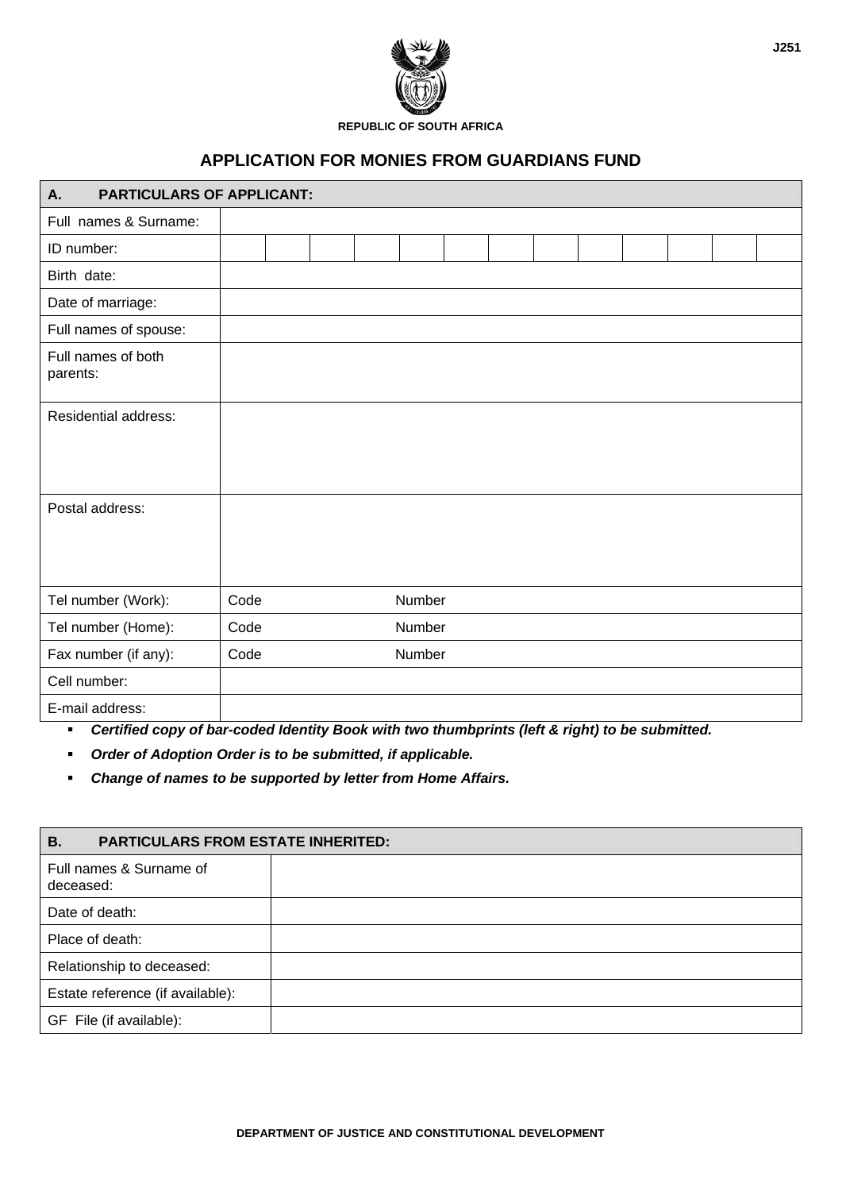J251

REPUBLIC OF SOUTH AFRICA

# APPLICATION FOR MONIES FROM GUARDIANS FUND

| A. PARTICULARS OF APPLICANT: | | | | | | | | | | | | | |
|---|---|---|---|---|---|---|---|---|---|---|---|---|---|
| Full names & Surname: | | | | | | | | | | | | | |
| ID number: | | | | | | | | | | | | | |
| Birth date: | | | | | | | | | | | | | |
| Date of marriage: | | | | | | | | | | | | | |
| Full names of spouse: | | | | | | | | | | | | | |
| Full names of both parents: | | | | | | | | | | | | | |
| Residential address: | | | | | | | | | | | | | |
| Postal address: | | | | | | | | | | | | | |
| Tel number (Work): | Code | | | | Number | | | | | | | | |
| Tel number (Home): | Code | | | | Number | | | | | | | | |
| Fax number (if any): | Code | | | | Number | | | | | | | | |
| Cell number: | | | | | | | | | | | | | |
| E-mail address: | | | | | | | | | | | | | |

- ***Certified copy of bar-coded Identity Book with two thumbprints (left & right) to be submitted.***
- ***Order of Adoption Order is to be submitted, if applicable.***
- ***Change of names to be supported by letter from Home Affairs.***

| B. PARTICULARS FROM ESTATE INHERITED: | |
|---|---|
| Full names & Surname of deceased: | |
| Date of death: | |
| Place of death: | |
| Relationship to deceased: | |
| Estate reference (if available): | |
| GF File (if available): | |

DEPARTMENT OF JUSTICE AND CONSTITUTIONAL DEVELOPMENT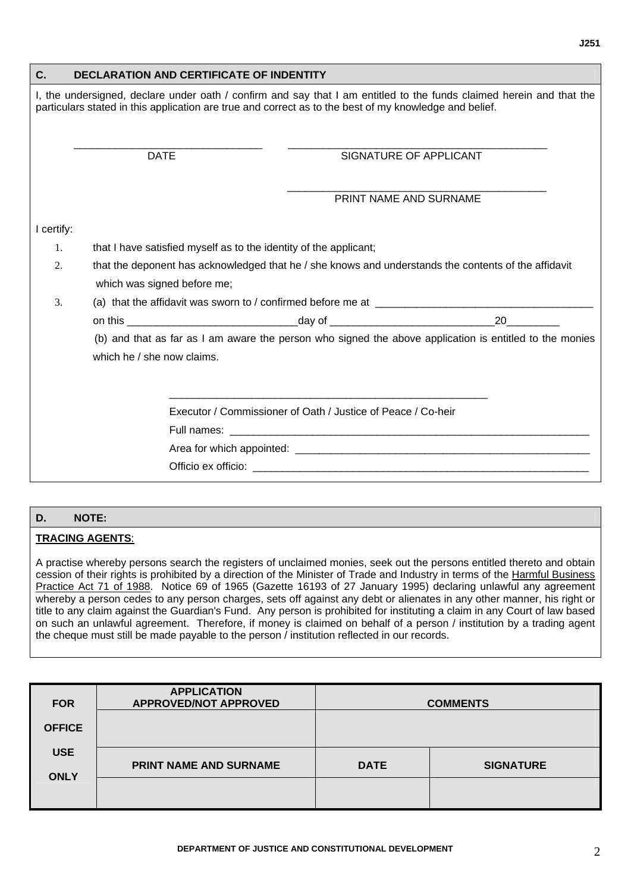## C. DECLARATION AND CERTIFICATE OF INDENTITY

I, the undersigned, declare under oath / confirm and say that I am entitled to the funds claimed herein and that the particulars stated in this application are true and correct as to the best of my knowledge and belief.

\_\_\_\_\_\_\_\_\_\_\_\_\_\_\_\_\_\_\_\_\_\_\_\_\_\_\_\_\_\_ DATE

\_\_\_\_\_\_\_\_\_\_\_\_\_\_\_\_\_\_\_\_\_\_\_\_\_\_\_\_\_\_\_\_\_\_\_\_\_\_\_\_ SIGNATURE OF APPLICANT

\_\_\_\_\_\_\_\_\_\_\_\_\_\_\_\_\_\_\_\_\_\_\_\_\_\_\_\_\_\_\_\_\_\_\_\_\_\_\_\_ PRINT NAME AND SURNAME

I certify:

1. that I have satisfied myself as to the identity of the applicant;
2. that the deponent has acknowledged that he / she knows and understands the contents of the affidavit which was signed before me;
3. (a) that the affidavit was sworn to / confirmed before me at \_\_\_\_\_\_\_\_\_\_\_\_\_\_\_\_\_\_\_\_\_\_\_\_\_\_\_\_\_\_\_\_\_\_\_\_
   on this \_\_\_\_\_\_\_\_\_\_\_\_\_\_\_\_\_\_\_\_\_\_\_\_\_\_day of \_\_\_\_\_\_\_\_\_\_\_\_\_\_\_\_\_\_\_\_\_\_\_\_\_\_20\_\_\_\_\_\_\_\_\_
   (b) and that as far as I am aware the person who signed the above application is entitled to the monies which he / she now claims.

\_\_\_\_\_\_\_\_\_\_\_\_\_\_\_\_\_\_\_\_\_\_\_\_\_\_\_\_\_\_\_\_\_\_\_\_\_\_\_\_\_\_\_\_\_\_\_\_\_\_

Executor / Commissioner of Oath / Justice of Peace / Co-heir

Full names: \_\_\_\_\_\_\_\_\_\_\_\_\_\_\_\_\_\_\_\_\_\_\_\_\_\_\_\_\_\_\_\_\_\_\_\_\_\_\_\_\_\_\_\_\_\_\_\_\_\_\_\_\_\_\_\_\_\_

Area for which appointed: \_\_\_\_\_\_\_\_\_\_\_\_\_\_\_\_\_\_\_\_\_\_\_\_\_\_\_\_\_\_\_\_\_\_\_\_\_\_\_\_\_\_\_\_\_\_\_\_

Officio ex officio: \_\_\_\_\_\_\_\_\_\_\_\_\_\_\_\_\_\_\_\_\_\_\_\_\_\_\_\_\_\_\_\_\_\_\_\_\_\_\_\_\_\_\_\_\_\_\_\_\_\_\_\_\_\_

## D. NOTE:

**TRACING AGENTS**:

A practise whereby persons search the registers of unclaimed monies, seek out the persons entitled thereto and obtain cession of their rights is prohibited by a direction of the Minister of Trade and Industry in terms of the Harmful Business Practice Act 71 of 1988. Notice 69 of 1965 (Gazette 16193 of 27 January 1995) declaring unlawful any agreement whereby a person cedes to any person charges, sets off against any debt or alienates in any other manner, his right or title to any claim against the Guardian's Fund. Any person is prohibited for instituting a claim in any Court of law based on such an unlawful agreement. Therefore, if money is claimed on behalf of a person / institution by a trading agent the cheque must still be made payable to the person / institution reflected in our records.

| FOR OFFICE USE ONLY | APPLICATION APPROVED/NOT APPROVED | COMMENTS | |
|---|---|---|---|
| | | | |
| | **PRINT NAME AND SURNAME** | **DATE** | **SIGNATURE** |
| | | | |

DEPARTMENT OF JUSTICE AND CONSTITUTIONAL DEVELOPMENT